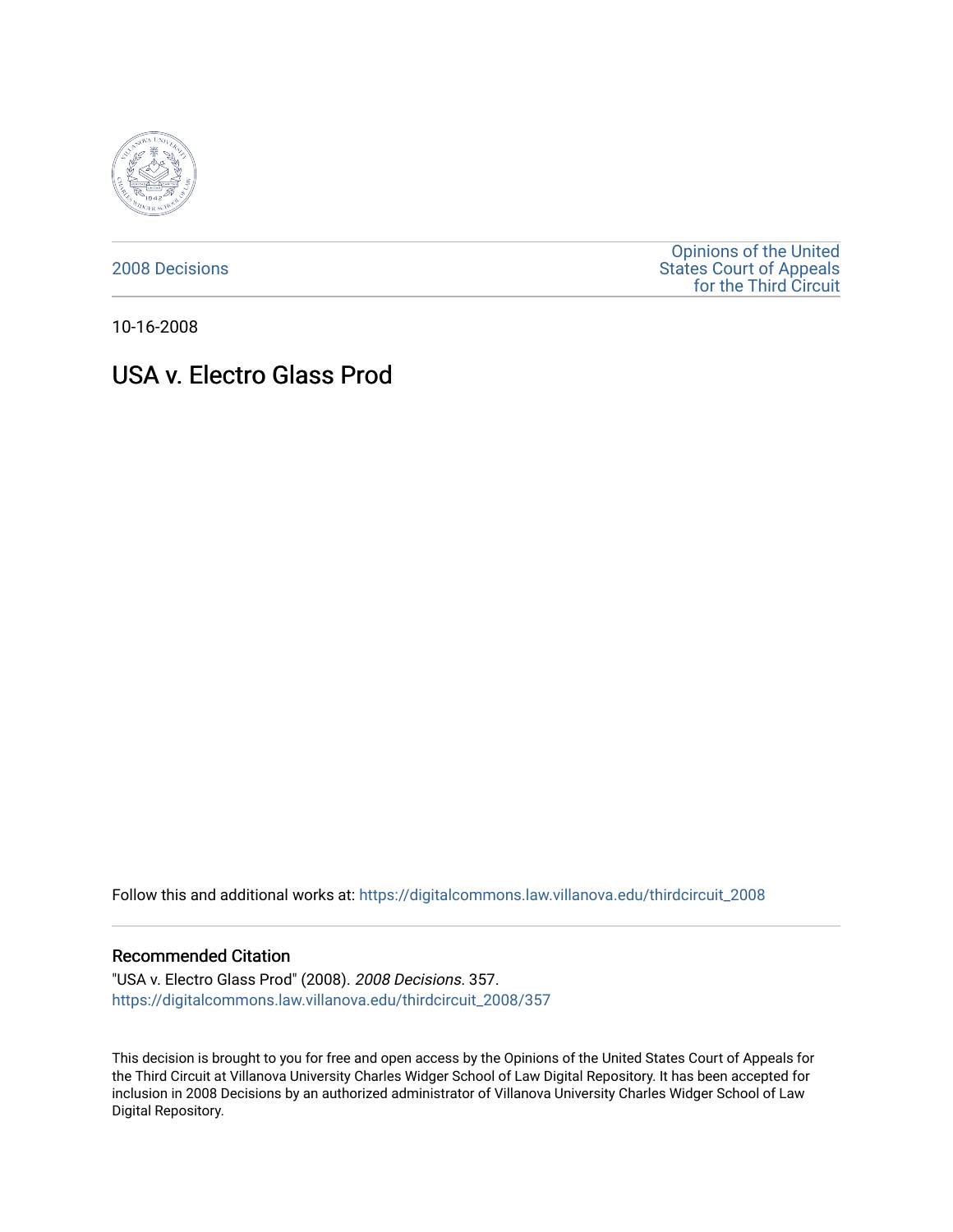2008 Decisions

Opinions of the United States Court of Appeals for the Third Circuit

10-16-2008

# USA v. Electro Glass Prod

Follow this and additional works at: https://digitalcommons.law.villanova.edu/thirdcircuit_2008

## Recommended Citation

"USA v. Electro Glass Prod" (2008). *2008 Decisions*. 357.
https://digitalcommons.law.villanova.edu/thirdcircuit_2008/357

This decision is brought to you for free and open access by the Opinions of the United States Court of Appeals for the Third Circuit at Villanova University Charles Widger School of Law Digital Repository. It has been accepted for inclusion in 2008 Decisions by an authorized administrator of Villanova University Charles Widger School of Law Digital Repository.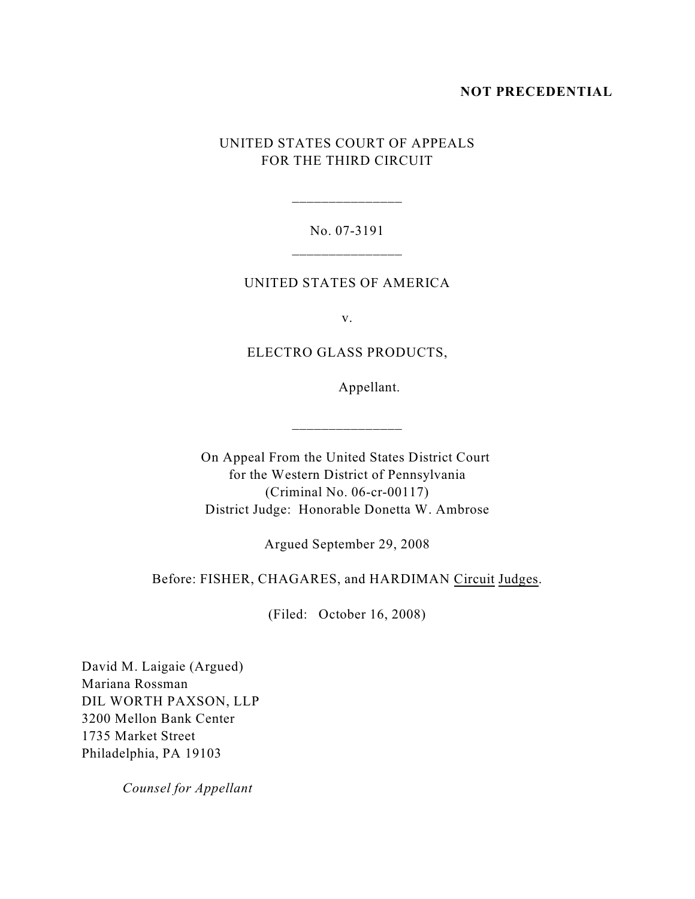**NOT PRECEDENTIAL**

UNITED STATES COURT OF APPEALS
FOR THE THIRD CIRCUIT

---

No. 07-3191

---

UNITED STATES OF AMERICA

v.

ELECTRO GLASS PRODUCTS,

Appellant.

---

On Appeal From the United States District Court
for the Western District of Pennsylvania
(Criminal No. 06-cr-00117)
District Judge: Honorable Donetta W. Ambrose

Argued September 29, 2008

Before: FISHER, CHAGARES, and HARDIMAN Circuit Judges.

(Filed: October 16, 2008)

David M. Laigaie (Argued)
Mariana Rossman
DIL WORTH PAXSON, LLP
3200 Mellon Bank Center
1735 Market Street
Philadelphia, PA 19103

*Counsel for Appellant*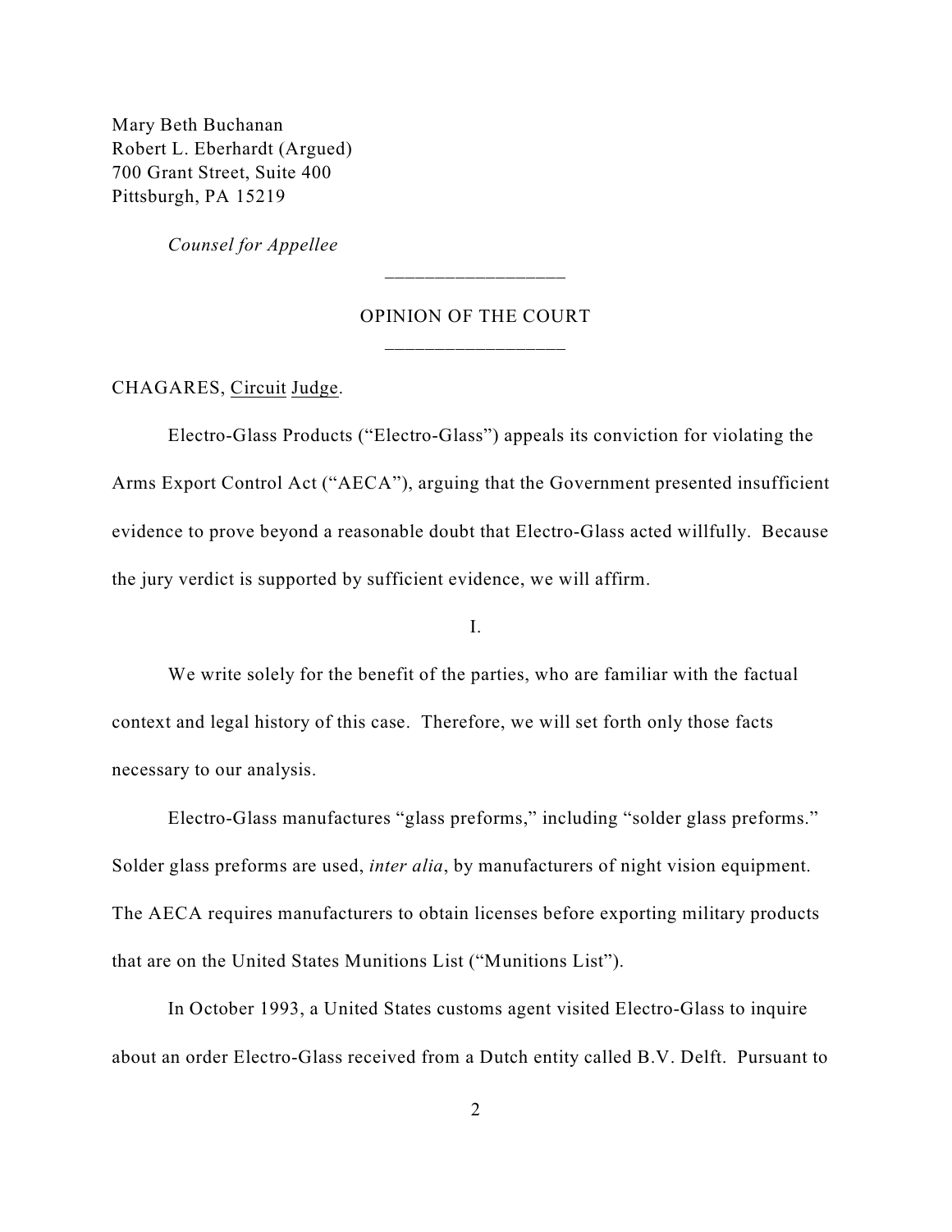Mary Beth Buchanan
Robert L. Eberhardt (Argued)
700 Grant Street, Suite 400
Pittsburgh, PA 15219

*Counsel for Appellee*

---

OPINION OF THE COURT

---

CHAGARES, Circuit Judge.

Electro-Glass Products ("Electro-Glass") appeals its conviction for violating the Arms Export Control Act ("AECA"), arguing that the Government presented insufficient evidence to prove beyond a reasonable doubt that Electro-Glass acted willfully. Because the jury verdict is supported by sufficient evidence, we will affirm.

I.

We write solely for the benefit of the parties, who are familiar with the factual context and legal history of this case. Therefore, we will set forth only those facts necessary to our analysis.

Electro-Glass manufactures "glass preforms," including "solder glass preforms." Solder glass preforms are used, *inter alia*, by manufacturers of night vision equipment. The AECA requires manufacturers to obtain licenses before exporting military products that are on the United States Munitions List ("Munitions List").

In October 1993, a United States customs agent visited Electro-Glass to inquire about an order Electro-Glass received from a Dutch entity called B.V. Delft. Pursuant to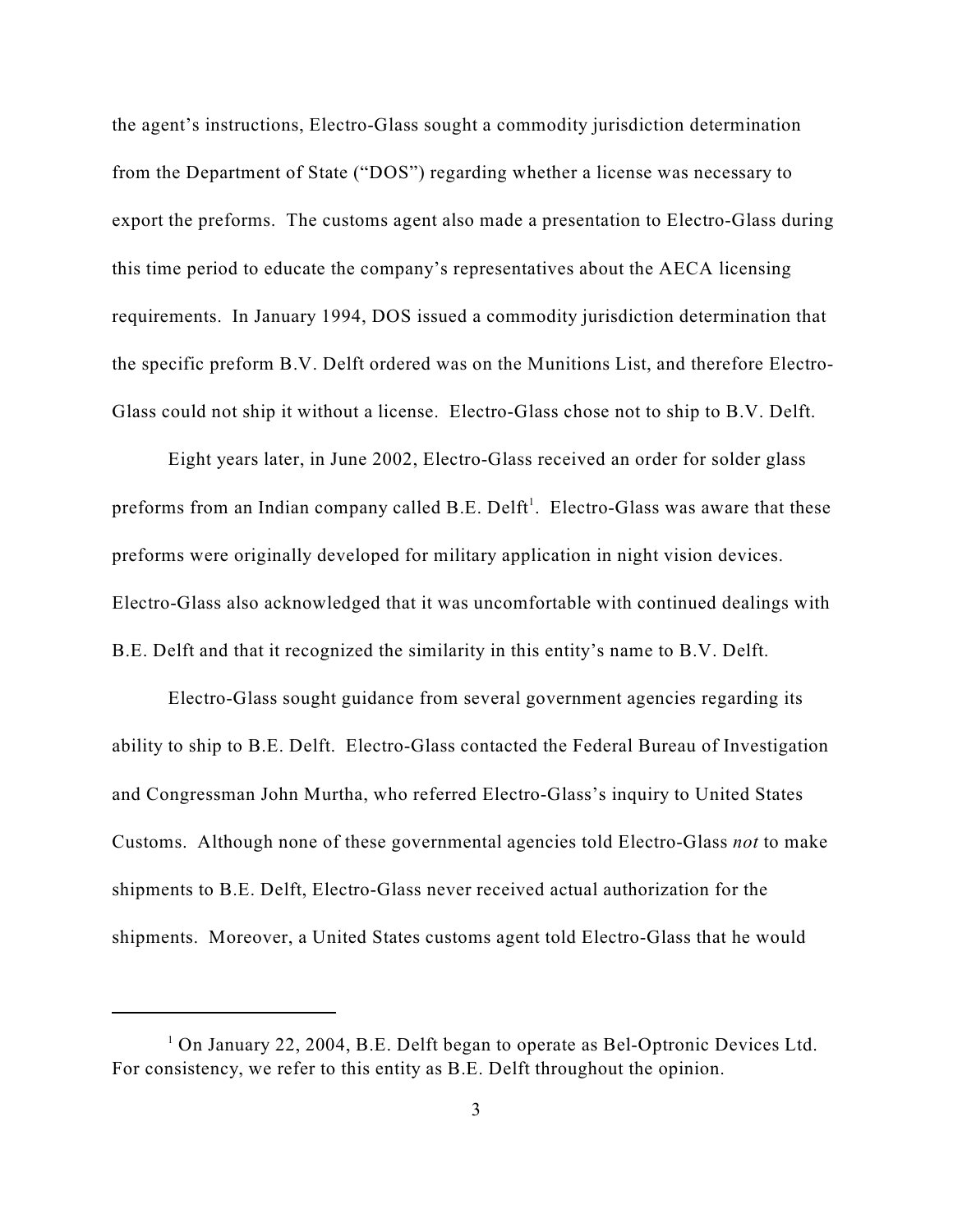the agent's instructions, Electro-Glass sought a commodity jurisdiction determination from the Department of State ("DOS") regarding whether a license was necessary to export the preforms. The customs agent also made a presentation to Electro-Glass during this time period to educate the company's representatives about the AECA licensing requirements. In January 1994, DOS issued a commodity jurisdiction determination that the specific preform B.V. Delft ordered was on the Munitions List, and therefore Electro-Glass could not ship it without a license. Electro-Glass chose not to ship to B.V. Delft.

Eight years later, in June 2002, Electro-Glass received an order for solder glass preforms from an Indian company called B.E. Delft[1]. Electro-Glass was aware that these preforms were originally developed for military application in night vision devices. Electro-Glass also acknowledged that it was uncomfortable with continued dealings with B.E. Delft and that it recognized the similarity in this entity's name to B.V. Delft.

Electro-Glass sought guidance from several government agencies regarding its ability to ship to B.E. Delft. Electro-Glass contacted the Federal Bureau of Investigation and Congressman John Murtha, who referred Electro-Glass's inquiry to United States Customs. Although none of these governmental agencies told Electro-Glass *not* to make shipments to B.E. Delft, Electro-Glass never received actual authorization for the shipments. Moreover, a United States customs agent told Electro-Glass that he would

---

[1] On January 22, 2004, B.E. Delft began to operate as Bel-Optronic Devices Ltd. For consistency, we refer to this entity as B.E. Delft throughout the opinion.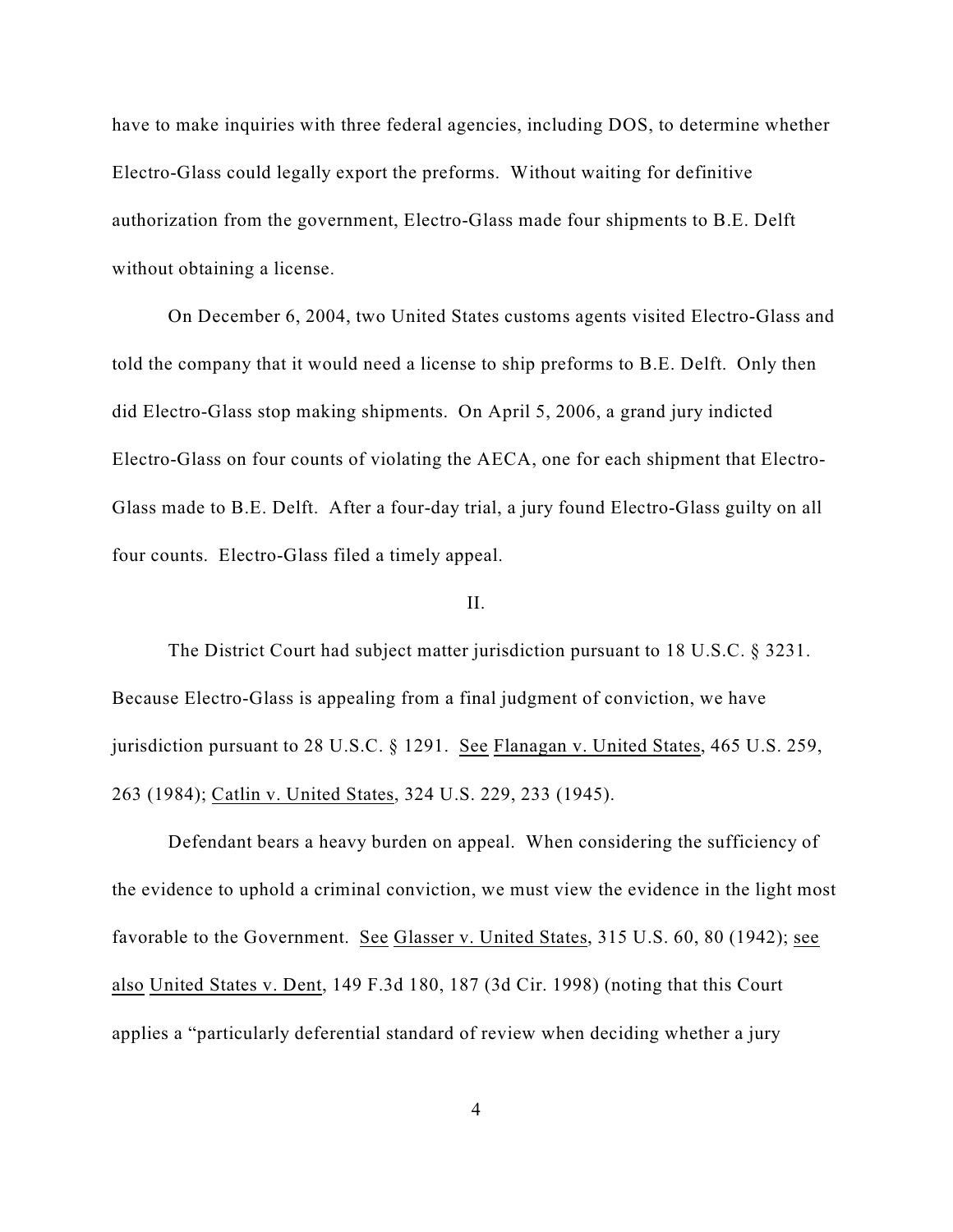have to make inquiries with three federal agencies, including DOS, to determine whether Electro-Glass could legally export the preforms. Without waiting for definitive authorization from the government, Electro-Glass made four shipments to B.E. Delft without obtaining a license.

On December 6, 2004, two United States customs agents visited Electro-Glass and told the company that it would need a license to ship preforms to B.E. Delft. Only then did Electro-Glass stop making shipments. On April 5, 2006, a grand jury indicted Electro-Glass on four counts of violating the AECA, one for each shipment that Electro-Glass made to B.E. Delft. After a four-day trial, a jury found Electro-Glass guilty on all four counts. Electro-Glass filed a timely appeal.

II.

The District Court had subject matter jurisdiction pursuant to 18 U.S.C. § 3231. Because Electro-Glass is appealing from a final judgment of conviction, we have jurisdiction pursuant to 28 U.S.C. § 1291. See Flanagan v. United States, 465 U.S. 259, 263 (1984); Catlin v. United States, 324 U.S. 229, 233 (1945).

Defendant bears a heavy burden on appeal. When considering the sufficiency of the evidence to uphold a criminal conviction, we must view the evidence in the light most favorable to the Government. See Glasser v. United States, 315 U.S. 60, 80 (1942); see also United States v. Dent, 149 F.3d 180, 187 (3d Cir. 1998) (noting that this Court applies a "particularly deferential standard of review when deciding whether a jury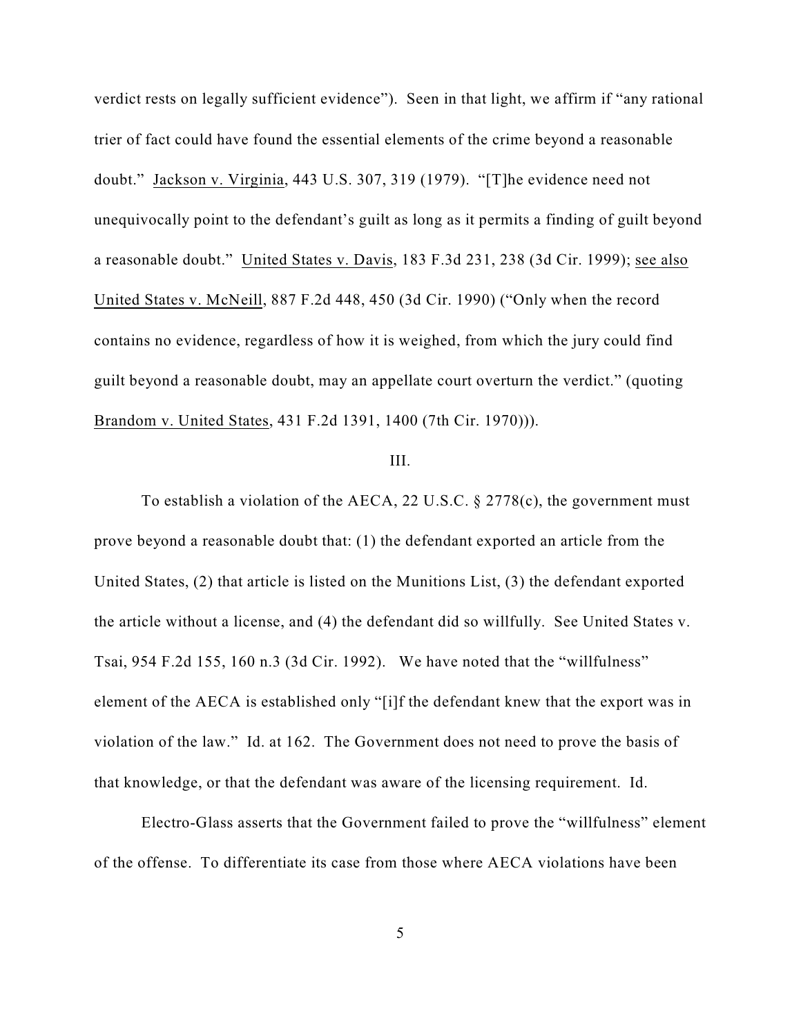verdict rests on legally sufficient evidence"). Seen in that light, we affirm if "any rational trier of fact could have found the essential elements of the crime beyond a reasonable doubt." Jackson v. Virginia, 443 U.S. 307, 319 (1979). "[T]he evidence need not unequivocally point to the defendant's guilt as long as it permits a finding of guilt beyond a reasonable doubt." United States v. Davis, 183 F.3d 231, 238 (3d Cir. 1999); see also United States v. McNeill, 887 F.2d 448, 450 (3d Cir. 1990) ("Only when the record contains no evidence, regardless of how it is weighed, from which the jury could find guilt beyond a reasonable doubt, may an appellate court overturn the verdict." (quoting Brandom v. United States, 431 F.2d 1391, 1400 (7th Cir. 1970))).

III.

To establish a violation of the AECA, 22 U.S.C. § 2778(c), the government must prove beyond a reasonable doubt that: (1) the defendant exported an article from the United States, (2) that article is listed on the Munitions List, (3) the defendant exported the article without a license, and (4) the defendant did so willfully. See United States v. Tsai, 954 F.2d 155, 160 n.3 (3d Cir. 1992). We have noted that the "willfulness" element of the AECA is established only "[i]f the defendant knew that the export was in violation of the law." Id. at 162. The Government does not need to prove the basis of that knowledge, or that the defendant was aware of the licensing requirement. Id.

Electro-Glass asserts that the Government failed to prove the "willfulness" element of the offense. To differentiate its case from those where AECA violations have been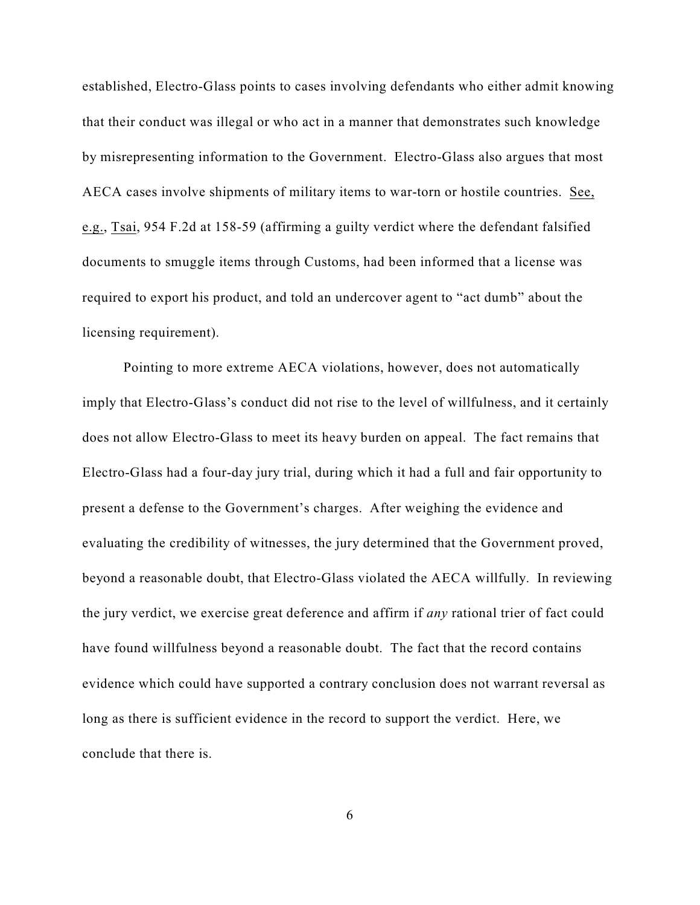established, Electro-Glass points to cases involving defendants who either admit knowing that their conduct was illegal or who act in a manner that demonstrates such knowledge by misrepresenting information to the Government. Electro-Glass also argues that most AECA cases involve shipments of military items to war-torn or hostile countries. See, e.g., Tsai, 954 F.2d at 158-59 (affirming a guilty verdict where the defendant falsified documents to smuggle items through Customs, had been informed that a license was required to export his product, and told an undercover agent to "act dumb" about the licensing requirement).

Pointing to more extreme AECA violations, however, does not automatically imply that Electro-Glass's conduct did not rise to the level of willfulness, and it certainly does not allow Electro-Glass to meet its heavy burden on appeal. The fact remains that Electro-Glass had a four-day jury trial, during which it had a full and fair opportunity to present a defense to the Government's charges. After weighing the evidence and evaluating the credibility of witnesses, the jury determined that the Government proved, beyond a reasonable doubt, that Electro-Glass violated the AECA willfully. In reviewing the jury verdict, we exercise great deference and affirm if *any* rational trier of fact could have found willfulness beyond a reasonable doubt. The fact that the record contains evidence which could have supported a contrary conclusion does not warrant reversal as long as there is sufficient evidence in the record to support the verdict. Here, we conclude that there is.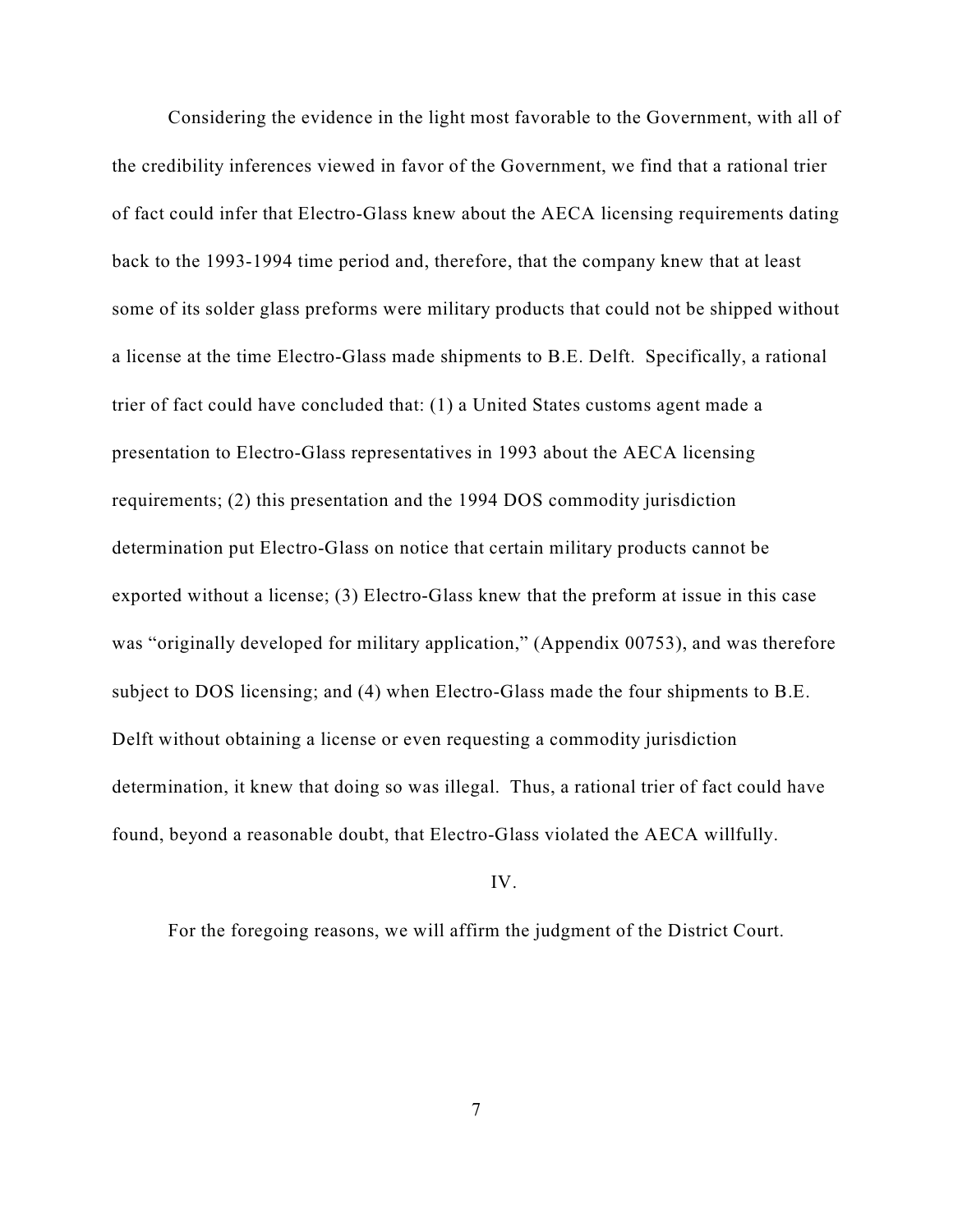Considering the evidence in the light most favorable to the Government, with all of the credibility inferences viewed in favor of the Government, we find that a rational trier of fact could infer that Electro-Glass knew about the AECA licensing requirements dating back to the 1993-1994 time period and, therefore, that the company knew that at least some of its solder glass preforms were military products that could not be shipped without a license at the time Electro-Glass made shipments to B.E. Delft. Specifically, a rational trier of fact could have concluded that: (1) a United States customs agent made a presentation to Electro-Glass representatives in 1993 about the AECA licensing requirements; (2) this presentation and the 1994 DOS commodity jurisdiction determination put Electro-Glass on notice that certain military products cannot be exported without a license; (3) Electro-Glass knew that the preform at issue in this case was "originally developed for military application," (Appendix 00753), and was therefore subject to DOS licensing; and (4) when Electro-Glass made the four shipments to B.E. Delft without obtaining a license or even requesting a commodity jurisdiction determination, it knew that doing so was illegal. Thus, a rational trier of fact could have found, beyond a reasonable doubt, that Electro-Glass violated the AECA willfully.

## IV.

For the foregoing reasons, we will affirm the judgment of the District Court.